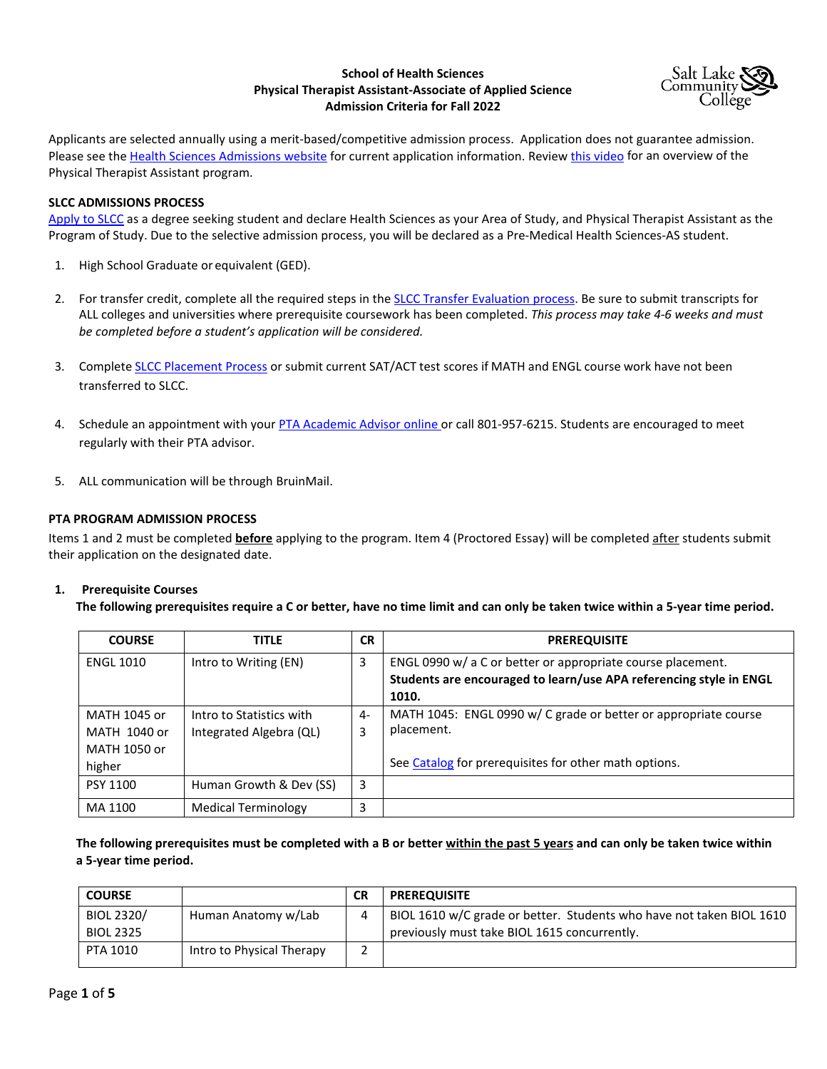# School of Health Sciences
## Physical Therapist Assistant-Associate of Applied Science
## Admission Criteria for Fall 2022

Applicants are selected annually using a merit-based/competitive admission process. Application does not guarantee admission. Please see the Health Sciences Admissions website for current application information. Review this video for an overview of the Physical Therapist Assistant program.

**SLCC ADMISSIONS PROCESS**

Apply to SLCC as a degree seeking student and declare Health Sciences as your Area of Study, and Physical Therapist Assistant as the Program of Study. Due to the selective admission process, you will be declared as a Pre-Medical Health Sciences-AS student.

1. High School Graduate or equivalent (GED).
2. For transfer credit, complete all the required steps in the SLCC Transfer Evaluation process. Be sure to submit transcripts for ALL colleges and universities where prerequisite coursework has been completed. *This process may take 4-6 weeks and must be completed before a student's application will be considered.*
3. Complete SLCC Placement Process or submit current SAT/ACT test scores if MATH and ENGL course work have not been transferred to SLCC.
4. Schedule an appointment with your PTA Academic Advisor online or call 801-957-6215. Students are encouraged to meet regularly with their PTA advisor.
5. ALL communication will be through BruinMail.

**PTA PROGRAM ADMISSION PROCESS**

Items 1 and 2 must be completed **before** applying to the program. Item 4 (Proctored Essay) will be completed after students submit their application on the designated date.

1. **Prerequisite Courses**

**The following prerequisites require a C or better, have no time limit and can only be taken twice within a 5-year time period.**

| COURSE | TITLE | CR | PREREQUISITE |
|---|---|---|---|
| ENGL 1010 | Intro to Writing (EN) | 3 | ENGL 0990 w/ a C or better or appropriate course placement. **Students are encouraged to learn/use APA referencing style in ENGL 1010.** |
| MATH 1045 or MATH 1040 or MATH 1050 or higher | Intro to Statistics with Integrated Algebra (QL) | 4-3 | MATH 1045: ENGL 0990 w/ C grade or better or appropriate course placement. See Catalog for prerequisites for other math options. |
| PSY 1100 | Human Growth & Dev (SS) | 3 | |
| MA 1100 | Medical Terminology | 3 | |

**The following prerequisites must be completed with a B or better within the past 5 years and can only be taken twice within a 5-year time period.**

| COURSE | | CR | PREREQUISITE |
|---|---|---|---|
| BIOL 2320/ BIOL 2325 | Human Anatomy w/Lab | 4 | BIOL 1610 w/C grade or better. Students who have not taken BIOL 1610 previously must take BIOL 1615 concurrently. |
| PTA 1010 | Intro to Physical Therapy | 2 | |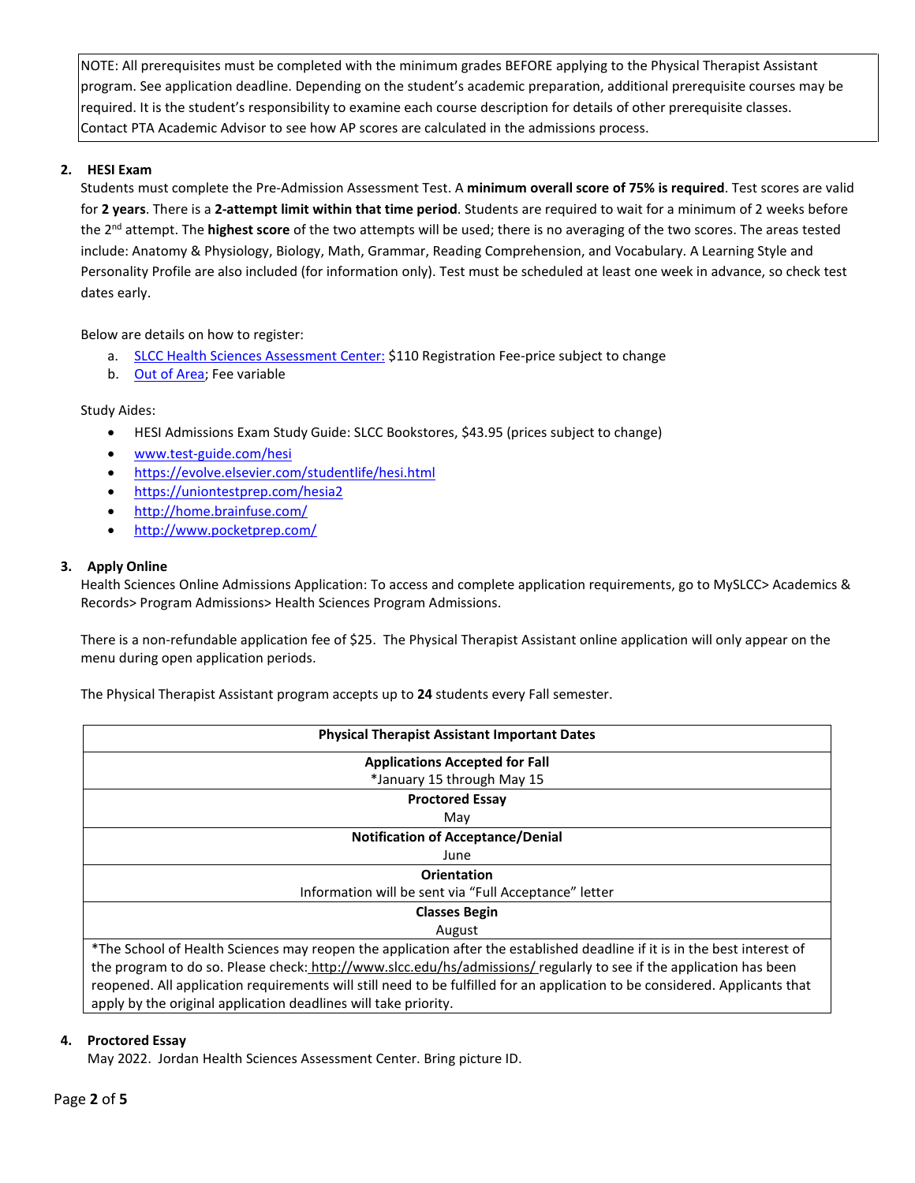NOTE: All prerequisites must be completed with the minimum grades BEFORE applying to the Physical Therapist Assistant program. See application deadline. Depending on the student's academic preparation, additional prerequisite courses may be required. It is the student's responsibility to examine each course description for details of other prerequisite classes. Contact PTA Academic Advisor to see how AP scores are calculated in the admissions process.

2. **HESI Exam**

Students must complete the Pre-Admission Assessment Test. A **minimum overall score of 75% is required**. Test scores are valid for **2 years**. There is a **2-attempt limit within that time period**. Students are required to wait for a minimum of 2 weeks before the 2nd attempt. The **highest score** of the two attempts will be used; there is no averaging of the two scores. The areas tested include: Anatomy & Physiology, Biology, Math, Grammar, Reading Comprehension, and Vocabulary. A Learning Style and Personality Profile are also included (for information only). Test must be scheduled at least one week in advance, so check test dates early.

Below are details on how to register:

a. SLCC Health Sciences Assessment Center: $110 Registration Fee-price subject to change
b. Out of Area; Fee variable

Study Aides:

- HESI Admissions Exam Study Guide: SLCC Bookstores, $43.95 (prices subject to change)
- www.test-guide.com/hesi
- https://evolve.elsevier.com/studentlife/hesi.html
- https://uniontestprep.com/hesia2
- http://home.brainfuse.com/
- http://www.pocketprep.com/

3. **Apply Online**

Health Sciences Online Admissions Application: To access and complete application requirements, go to MySLCC> Academics & Records> Program Admissions> Health Sciences Program Admissions.

There is a non-refundable application fee of $25. The Physical Therapist Assistant online application will only appear on the menu during open application periods.

The Physical Therapist Assistant program accepts up to **24** students every Fall semester.

| **Physical Therapist Assistant Important Dates** |
|---|
| **Applications Accepted for Fall**<br>*January 15 through May 15 |
| **Proctored Essay**<br>May |
| **Notification of Acceptance/Denial**<br>June |
| **Orientation**<br>Information will be sent via "Full Acceptance" letter |
| **Classes Begin**<br>August |
| *The School of Health Sciences may reopen the application after the established deadline if it is in the best interest of the program to do so. Please check: http://www.slcc.edu/hs/admissions/ regularly to see if the application has been reopened. All application requirements will still need to be fulfilled for an application to be considered. Applicants that apply by the original application deadlines will take priority. |

4. **Proctored Essay**

May 2022. Jordan Health Sciences Assessment Center. Bring picture ID.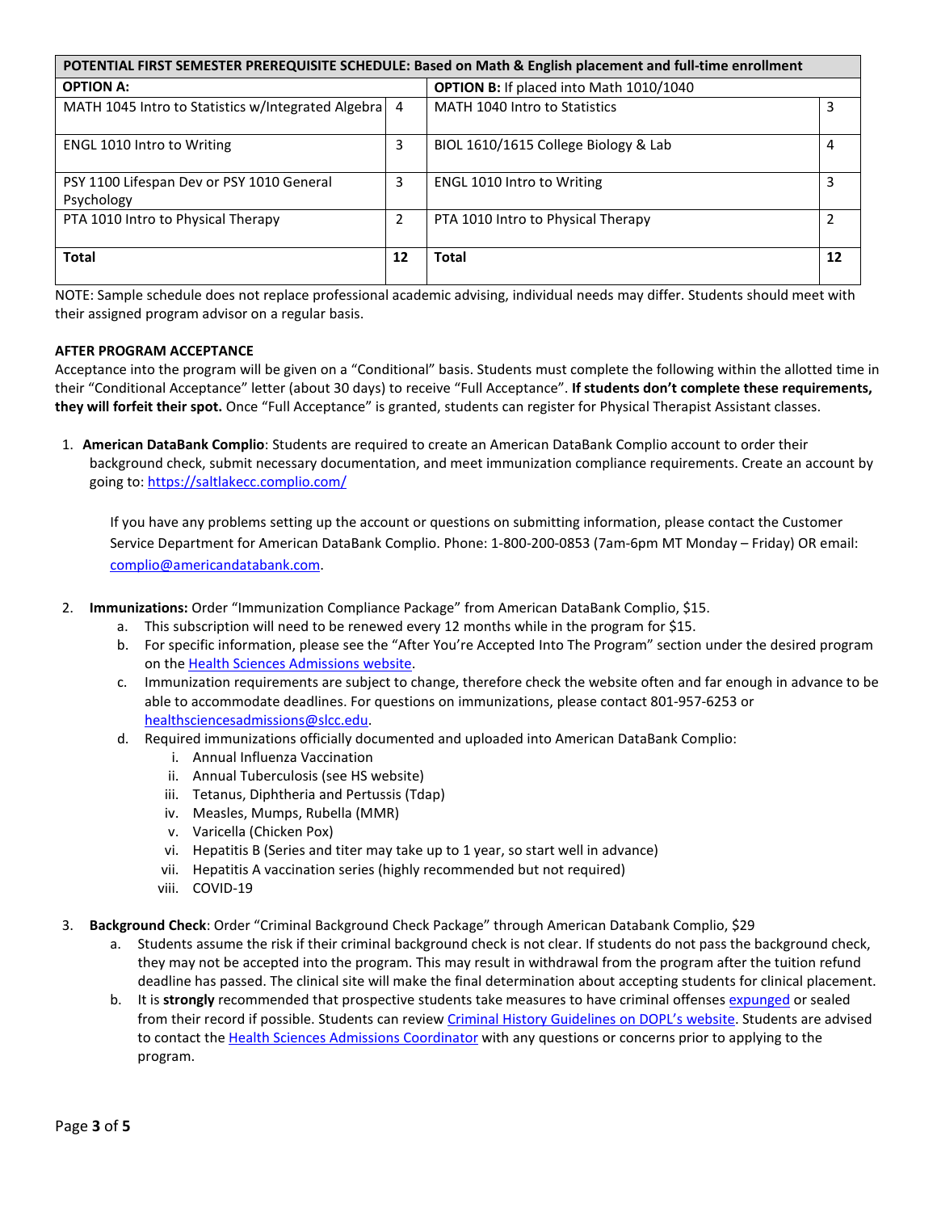| POTENTIAL FIRST SEMESTER PREREQUISITE SCHEDULE: Based on Math & English placement and full-time enrollment | | | |
|---|---|---|---|
| **OPTION A:** | | **OPTION B:** If placed into Math 1010/1040 | |
| MATH 1045 Intro to Statistics w/Integrated Algebra | 4 | MATH 1040 Intro to Statistics | 3 |
| ENGL 1010 Intro to Writing | 3 | BIOL 1610/1615 College Biology & Lab | 4 |
| PSY 1100 Lifespan Dev or PSY 1010 General Psychology | 3 | ENGL 1010 Intro to Writing | 3 |
| PTA 1010 Intro to Physical Therapy | 2 | PTA 1010 Intro to Physical Therapy | 2 |
| **Total** | **12** | **Total** | **12** |

NOTE: Sample schedule does not replace professional academic advising, individual needs may differ. Students should meet with their assigned program advisor on a regular basis.

**AFTER PROGRAM ACCEPTANCE**

Acceptance into the program will be given on a "Conditional" basis. Students must complete the following within the allotted time in their "Conditional Acceptance" letter (about 30 days) to receive "Full Acceptance". **If students don't complete these requirements, they will forfeit their spot.** Once "Full Acceptance" is granted, students can register for Physical Therapist Assistant classes.

1. **American DataBank Complio**: Students are required to create an American DataBank Complio account to order their background check, submit necessary documentation, and meet immunization compliance requirements. Create an account by going to: https://saltlakecc.complio.com/

   If you have any problems setting up the account or questions on submitting information, please contact the Customer Service Department for American DataBank Complio. Phone: 1-800-200-0853 (7am-6pm MT Monday – Friday) OR email: complio@americandatabank.com.

2. **Immunizations:** Order "Immunization Compliance Package" from American DataBank Complio, $15.
   a. This subscription will need to be renewed every 12 months while in the program for $15.
   b. For specific information, please see the "After You're Accepted Into The Program" section under the desired program on the Health Sciences Admissions website.
   c. Immunization requirements are subject to change, therefore check the website often and far enough in advance to be able to accommodate deadlines. For questions on immunizations, please contact 801-957-6253 or healthsciencesadmissions@slcc.edu.
   d. Required immunizations officially documented and uploaded into American DataBank Complio:
      i. Annual Influenza Vaccination
      ii. Annual Tuberculosis (see HS website)
      iii. Tetanus, Diphtheria and Pertussis (Tdap)
      iv. Measles, Mumps, Rubella (MMR)
      v. Varicella (Chicken Pox)
      vi. Hepatitis B (Series and titer may take up to 1 year, so start well in advance)
      vii. Hepatitis A vaccination series (highly recommended but not required)
      viii. COVID-19

3. **Background Check**: Order "Criminal Background Check Package" through American Databank Complio, $29
   a. Students assume the risk if their criminal background check is not clear. If students do not pass the background check, they may not be accepted into the program. This may result in withdrawal from the program after the tuition refund deadline has passed. The clinical site will make the final determination about accepting students for clinical placement.
   b. It is **strongly** recommended that prospective students take measures to have criminal offenses expunged or sealed from their record if possible. Students can review Criminal History Guidelines on DOPL's website. Students are advised to contact the Health Sciences Admissions Coordinator with any questions or concerns prior to applying to the program.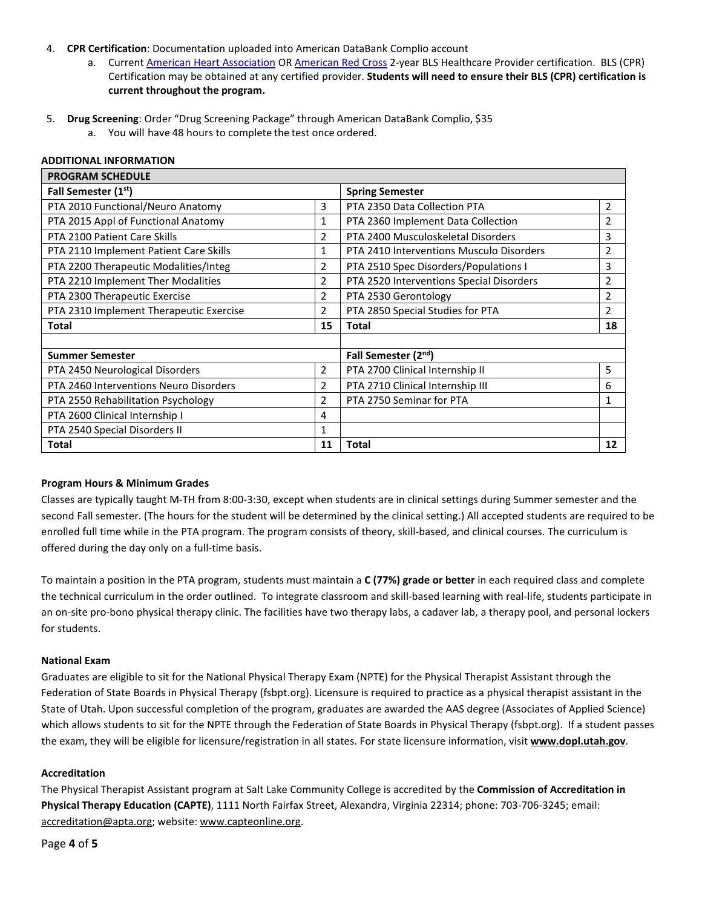4. **CPR Certification**: Documentation uploaded into American DataBank Complio account
    a. Current [American Heart Association](#) OR [American Red Cross](#) 2-year BLS Healthcare Provider certification. BLS (CPR) Certification may be obtained at any certified provider. **Students will need to ensure their BLS (CPR) certification is current throughout the program.**

5. **Drug Screening**: Order "Drug Screening Package" through American DataBank Complio, $35
    a. You will have 48 hours to complete the test once ordered.

**ADDITIONAL INFORMATION**

| **PROGRAM SCHEDULE** | | | |
|---|---|---|---|
| **Fall Semester (1st)** | | **Spring Semester** | |
| PTA 2010 Functional/Neuro Anatomy | 3 | PTA 2350 Data Collection PTA | 2 |
| PTA 2015 Appl of Functional Anatomy | 1 | PTA 2360 Implement Data Collection | 2 |
| PTA 2100 Patient Care Skills | 2 | PTA 2400 Musculoskeletal Disorders | 3 |
| PTA 2110 Implement Patient Care Skills | 1 | PTA 2410 Interventions Musculo Disorders | 2 |
| PTA 2200 Therapeutic Modalities/Integ | 2 | PTA 2510 Spec Disorders/Populations I | 3 |
| PTA 2210 Implement Ther Modalities | 2 | PTA 2520 Interventions Special Disorders | 2 |
| PTA 2300 Therapeutic Exercise | 2 | PTA 2530 Gerontology | 2 |
| PTA 2310 Implement Therapeutic Exercise | 2 | PTA 2850 Special Studies for PTA | 2 |
| **Total** | **15** | **Total** | **18** |
| | | | |
| **Summer Semester** | | **Fall Semester (2nd)** | |
| PTA 2450 Neurological Disorders | 2 | PTA 2700 Clinical Internship II | 5 |
| PTA 2460 Interventions Neuro Disorders | 2 | PTA 2710 Clinical Internship III | 6 |
| PTA 2550 Rehabilitation Psychology | 2 | PTA 2750 Seminar for PTA | 1 |
| PTA 2600 Clinical Internship I | 4 | | |
| PTA 2540 Special Disorders II | 1 | | |
| **Total** | **11** | **Total** | **12** |

**Program Hours & Minimum Grades**

Classes are typically taught M-TH from 8:00-3:30, except when students are in clinical settings during Summer semester and the second Fall semester. (The hours for the student will be determined by the clinical setting.) All accepted students are required to be enrolled full time while in the PTA program. The program consists of theory, skill-based, and clinical courses. The curriculum is offered during the day only on a full-time basis.

To maintain a position in the PTA program, students must maintain a **C (77%) grade or better** in each required class and complete the technical curriculum in the order outlined. To integrate classroom and skill-based learning with real-life, students participate in an on-site pro-bono physical therapy clinic. The facilities have two therapy labs, a cadaver lab, a therapy pool, and personal lockers for students.

**National Exam**

Graduates are eligible to sit for the National Physical Therapy Exam (NPTE) for the Physical Therapist Assistant through the Federation of State Boards in Physical Therapy (fsbpt.org). Licensure is required to practice as a physical therapist assistant in the State of Utah. Upon successful completion of the program, graduates are awarded the AAS degree (Associates of Applied Science) which allows students to sit for the NPTE through the Federation of State Boards in Physical Therapy (fsbpt.org). If a student passes the exam, they will be eligible for licensure/registration in all states. For state licensure information, visit **www.dopl.utah.gov**.

**Accreditation**

The Physical Therapist Assistant program at Salt Lake Community College is accredited by the **Commission of Accreditation in Physical Therapy Education (CAPTE)**, 1111 North Fairfax Street, Alexandra, Virginia 22314; phone: 703-706-3245; email: accreditation@apta.org; website: www.capteonline.org.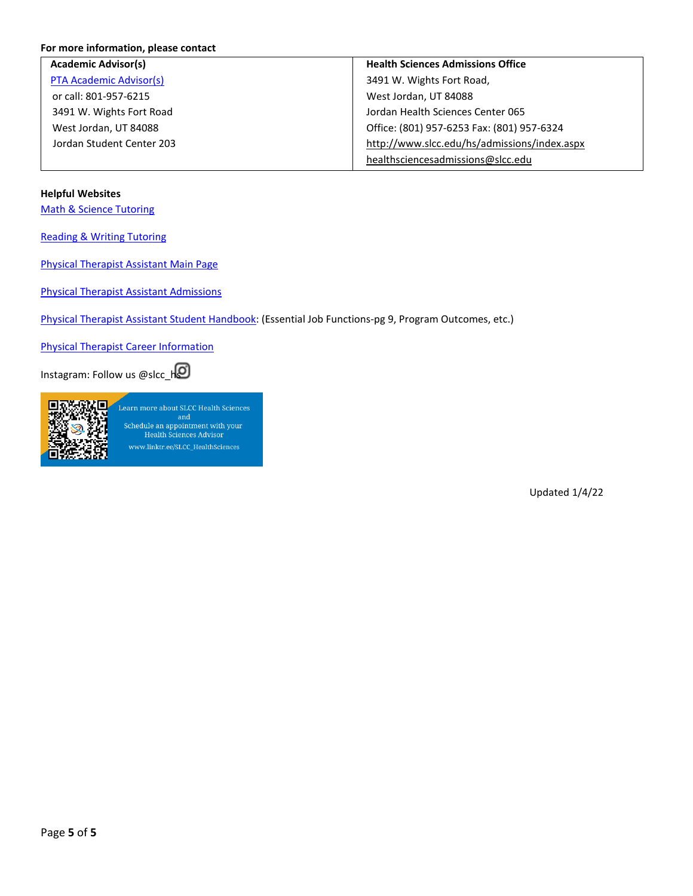**For more information, please contact**

| Academic Advisor(s) | Health Sciences Admissions Office |
|---|---|
| PTA Academic Advisor(s) | 3491 W. Wights Fort Road, |
| or call: 801-957-6215 | West Jordan, UT 84088 |
| 3491 W. Wights Fort Road | Jordan Health Sciences Center 065 |
| West Jordan, UT 84088 | Office: (801) 957-6253 Fax: (801) 957-6324 |
| Jordan Student Center 203 | http://www.slcc.edu/hs/admissions/index.aspx |
| | healthsciencesadmissions@slcc.edu |

**Helpful Websites**

Math & Science Tutoring

Reading & Writing Tutoring

Physical Therapist Assistant Main Page

Physical Therapist Assistant Admissions

Physical Therapist Assistant Student Handbook: (Essential Job Functions-pg 9, Program Outcomes, etc.)

Physical Therapist Career Information

Instagram: Follow us @slcc_hs

Learn more about SLCC Health Sciences
and
Schedule an appointment with your
Health Sciences Advisor
www.linktr.ee/SLCC_HealthSciences

Updated 1/4/22